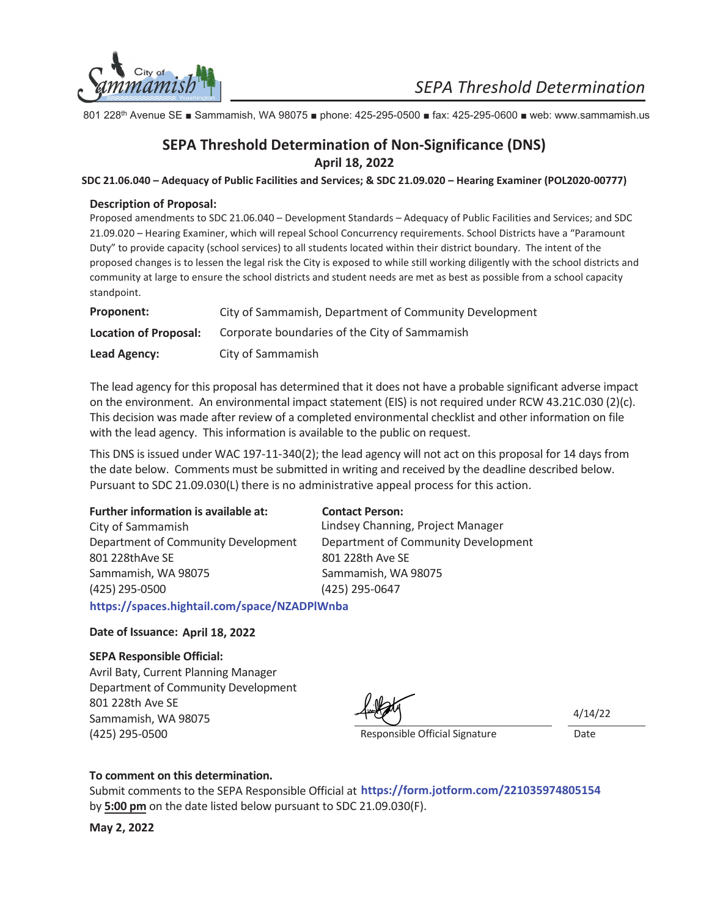City of Sammamish Washington

*SEPA Threshold Determination*

801 228th Avenue SE ■ Sammamish, WA 98075 ■ phone: 425-295-0500 ■ fax: 425-295-0600 ■ web: www.sammamish.us

# SEPA Threshold Determination of Non-Significance (DNS)

**April 18, 2022**

**SDC 21.06.040 – Adequacy of Public Facilities and Services; & SDC 21.09.020 – Hearing Examiner (POL2020-00777)**

**Description of Proposal:**

Proposed amendments to SDC 21.06.040 – Development Standards – Adequacy of Public Facilities and Services; and SDC 21.09.020 – Hearing Examiner, which will repeal School Concurrency requirements. School Districts have a "Paramount Duty" to provide capacity (school services) to all students located within their district boundary. The intent of the proposed changes is to lessen the legal risk the City is exposed to while still working diligently with the school districts and community at large to ensure the school districts and student needs are met as best as possible from a school capacity standpoint.

**Proponent:** City of Sammamish, Department of Community Development

**Location of Proposal:** Corporate boundaries of the City of Sammamish

**Lead Agency:** City of Sammamish

The lead agency for this proposal has determined that it does not have a probable significant adverse impact on the environment. An environmental impact statement (EIS) is not required under RCW 43.21C.030 (2)(c). This decision was made after review of a completed environmental checklist and other information on file with the lead agency. This information is available to the public on request.

This DNS is issued under WAC 197-11-340(2); the lead agency will not act on this proposal for 14 days from the date below. Comments must be submitted in writing and received by the deadline described below. Pursuant to SDC 21.09.030(L) there is no administrative appeal process for this action.

**Further information is available at:**
City of Sammamish
Department of Community Development
801 228thAve SE
Sammamish, WA 98075
(425) 295-0500
https://spaces.hightail.com/space/NZADPlWnba

**Contact Person:**
Lindsey Channing, Project Manager
Department of Community Development
801 228th Ave SE
Sammamish, WA 98075
(425) 295-0647

**Date of Issuance: April 18, 2022**

**SEPA Responsible Official:**
Avril Baty, Current Planning Manager
Department of Community Development
801 228th Ave SE
Sammamish, WA 98075
(425) 295-0500

Responsible Official Signature — Date: 4/14/22

**To comment on this determination.**

Submit comments to the SEPA Responsible Official at **https://form.jotform.com/221035974805154** by **5:00 pm** on the date listed below pursuant to SDC 21.09.030(F).

**May 2, 2022**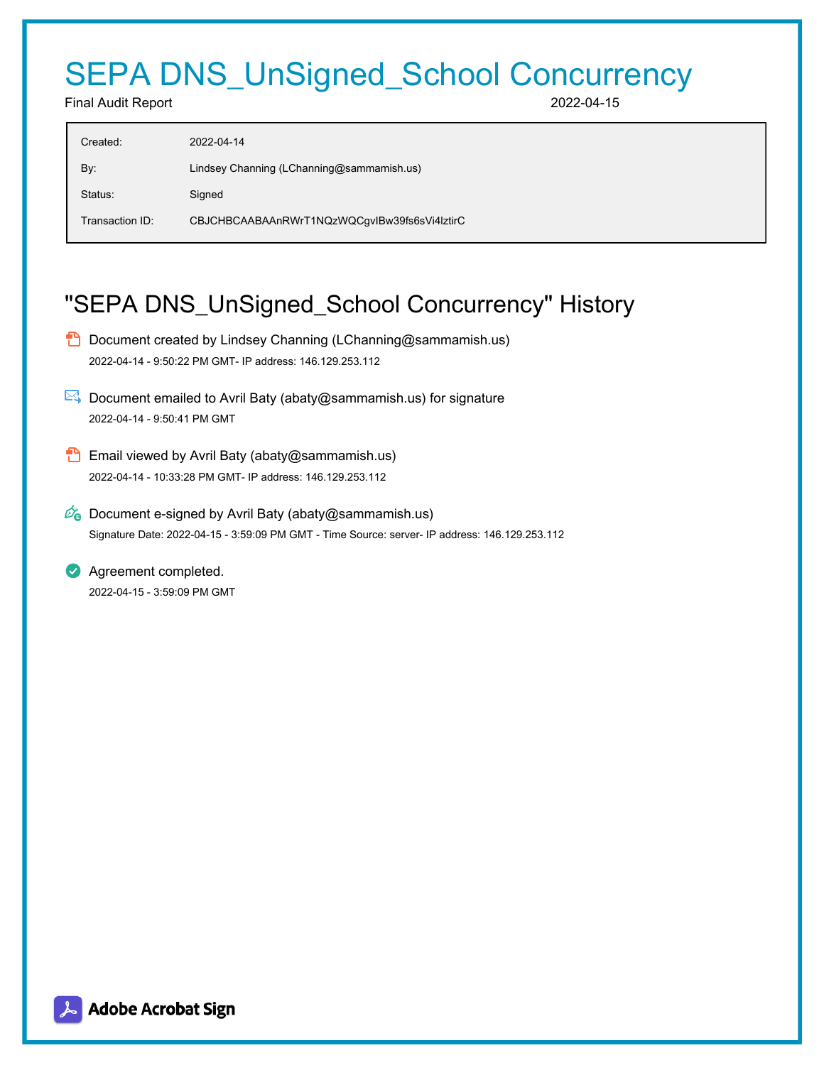# SEPA DNS_UnSigned_School Concurrency

Final Audit Report 2022-04-15

| | |
|---|---|
| Created: | 2022-04-14 |
| By: | Lindsey Channing (LChanning@sammamish.us) |
| Status: | Signed |
| Transaction ID: | CBJCHBCAABAAnRWrT1NQzWQCgvIBw39fs6sVi4lztirC |

## "SEPA DNS_UnSigned_School Concurrency" History

- Document created by Lindsey Channing (LChanning@sammamish.us)
  2022-04-14 - 9:50:22 PM GMT- IP address: 146.129.253.112

- Document emailed to Avril Baty (abaty@sammamish.us) for signature
  2022-04-14 - 9:50:41 PM GMT

- Email viewed by Avril Baty (abaty@sammamish.us)
  2022-04-14 - 10:33:28 PM GMT- IP address: 146.129.253.112

- Document e-signed by Avril Baty (abaty@sammamish.us)
  Signature Date: 2022-04-15 - 3:59:09 PM GMT - Time Source: server- IP address: 146.129.253.112

- Agreement completed.
  2022-04-15 - 3:59:09 PM GMT

Adobe Acrobat Sign